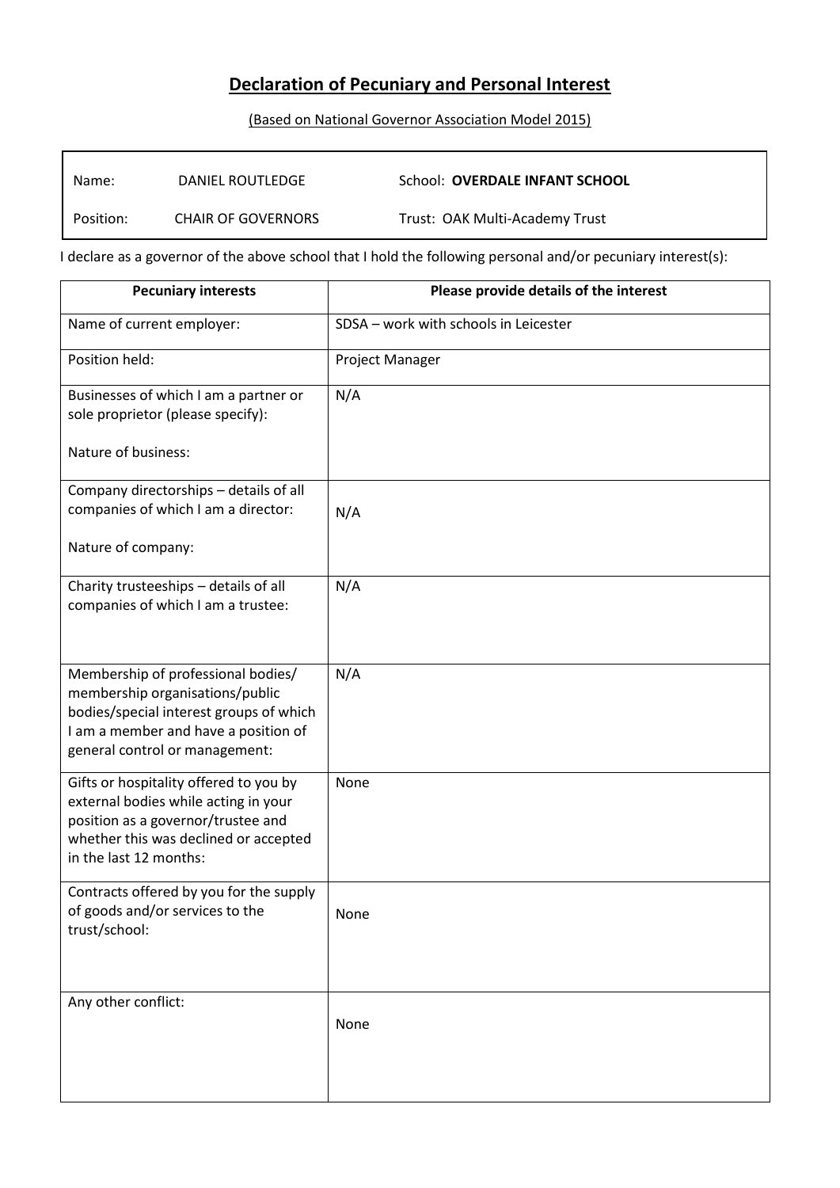# Declaration of Pecuniary and Personal Interest

(Based on National Governor Association Model 2015)

| | | |
|---|---|---|
| Name: | DANIEL ROUTLEDGE | School: **OVERDALE INFANT SCHOOL** |
| Position: | CHAIR OF GOVERNORS | Trust: OAK Multi-Academy Trust |

I declare as a governor of the above school that I hold the following personal and/or pecuniary interest(s):

| Pecuniary interests | Please provide details of the interest |
|---|---|
| Name of current employer: | SDSA – work with schools in Leicester |
| Position held: | Project Manager |
| Businesses of which I am a partner or sole proprietor (please specify):<br><br>Nature of business: | N/A |
| Company directorships – details of all companies of which I am a director:<br><br>Nature of company: | N/A |
| Charity trusteeships – details of all companies of which I am a trustee: | N/A |
| Membership of professional bodies/ membership organisations/public bodies/special interest groups of which I am a member and have a position of general control or management: | N/A |
| Gifts or hospitality offered to you by external bodies while acting in your position as a governor/trustee and whether this was declined or accepted in the last 12 months: | None |
| Contracts offered by you for the supply of goods and/or services to the trust/school: | None |
| Any other conflict: | None |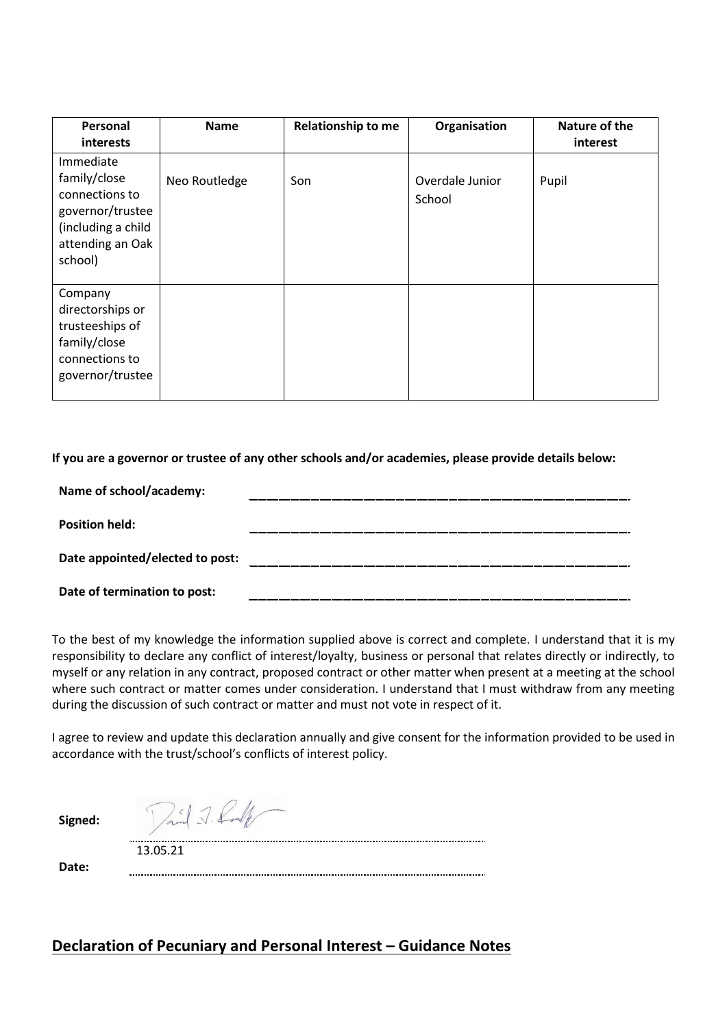| Personal interests | Name | Relationship to me | Organisation | Nature of the interest |
| --- | --- | --- | --- | --- |
| Immediate family/close connections to governor/trustee (including a child attending an Oak school) | Neo Routledge | Son | Overdale Junior School | Pupil |
| Company directorships or trusteeships of family/close connections to governor/trustee | | | | |

**If you are a governor or trustee of any other schools and/or academies, please provide details below:**

**Name of school/academy:** ______________________________

**Position held:** ______________________________

**Date appointed/elected to post:** ______________________________

**Date of termination to post:** ______________________________

To the best of my knowledge the information supplied above is correct and complete. I understand that it is my responsibility to declare any conflict of interest/loyalty, business or personal that relates directly or indirectly, to myself or any relation in any contract, proposed contract or other matter when present at a meeting at the school where such contract or matter comes under consideration. I understand that I must withdraw from any meeting during the discussion of such contract or matter and must not vote in respect of it.

I agree to review and update this declaration annually and give consent for the information provided to be used in accordance with the trust/school's conflicts of interest policy.

**Signed:** David J. Routledge

**Date:** 13.05.21

## Declaration of Pecuniary and Personal Interest – Guidance Notes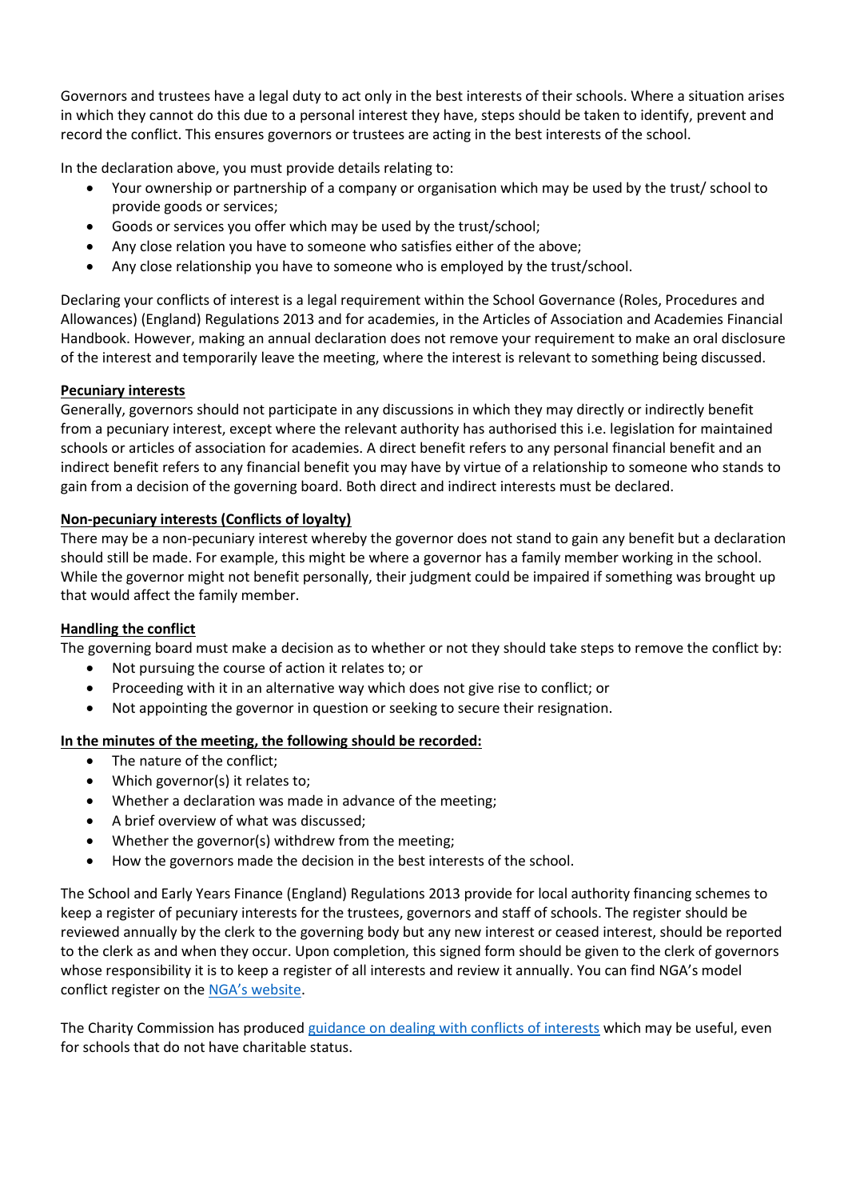Governors and trustees have a legal duty to act only in the best interests of their schools. Where a situation arises in which they cannot do this due to a personal interest they have, steps should be taken to identify, prevent and record the conflict. This ensures governors or trustees are acting in the best interests of the school.

In the declaration above, you must provide details relating to:

- Your ownership or partnership of a company or organisation which may be used by the trust/ school to provide goods or services;
- Goods or services you offer which may be used by the trust/school;
- Any close relation you have to someone who satisfies either of the above;
- Any close relationship you have to someone who is employed by the trust/school.

Declaring your conflicts of interest is a legal requirement within the School Governance (Roles, Procedures and Allowances) (England) Regulations 2013 and for academies, in the Articles of Association and Academies Financial Handbook. However, making an annual declaration does not remove your requirement to make an oral disclosure of the interest and temporarily leave the meeting, where the interest is relevant to something being discussed.

**Pecuniary interests**

Generally, governors should not participate in any discussions in which they may directly or indirectly benefit from a pecuniary interest, except where the relevant authority has authorised this i.e. legislation for maintained schools or articles of association for academies. A direct benefit refers to any personal financial benefit and an indirect benefit refers to any financial benefit you may have by virtue of a relationship to someone who stands to gain from a decision of the governing board. Both direct and indirect interests must be declared.

**Non-pecuniary interests (Conflicts of loyalty)**

There may be a non-pecuniary interest whereby the governor does not stand to gain any benefit but a declaration should still be made. For example, this might be where a governor has a family member working in the school. While the governor might not benefit personally, their judgment could be impaired if something was brought up that would affect the family member.

**Handling the conflict**

The governing board must make a decision as to whether or not they should take steps to remove the conflict by:

- Not pursuing the course of action it relates to; or
- Proceeding with it in an alternative way which does not give rise to conflict; or
- Not appointing the governor in question or seeking to secure their resignation.

**In the minutes of the meeting, the following should be recorded:**

- The nature of the conflict;
- Which governor(s) it relates to;
- Whether a declaration was made in advance of the meeting;
- A brief overview of what was discussed;
- Whether the governor(s) withdrew from the meeting;
- How the governors made the decision in the best interests of the school.

The School and Early Years Finance (England) Regulations 2013 provide for local authority financing schemes to keep a register of pecuniary interests for the trustees, governors and staff of schools. The register should be reviewed annually by the clerk to the governing body but any new interest or ceased interest, should be reported to the clerk as and when they occur. Upon completion, this signed form should be given to the clerk of governors whose responsibility it is to keep a register of all interests and review it annually. You can find NGA's model conflict register on the NGA's website.

The Charity Commission has produced guidance on dealing with conflicts of interests which may be useful, even for schools that do not have charitable status.